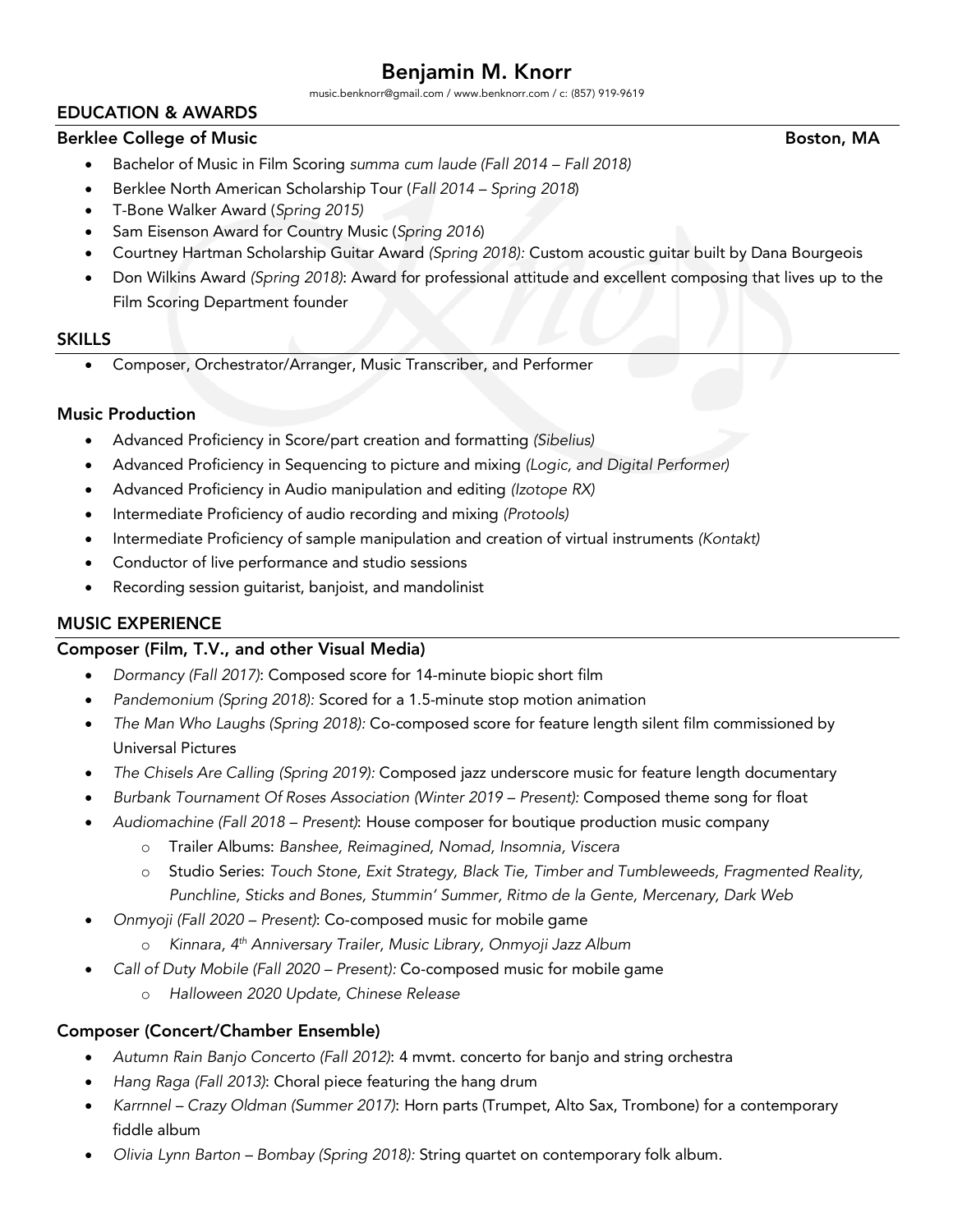# Benjamin M. Knorr

music.benknorr@gmail.com / www.benknorr.com / c: (857) 919-9619

## EDUCATION & AWARDS

### Berklee College of Music — Boston, MA

- Bachelor of Music in Film Scoring *summa cum laude (Fall 2014 – Fall 2018)*
- Berklee North American Scholarship Tour (*Fall 2014 – Spring 2018*)
- T-Bone Walker Award (*Spring 2015)*
- Sam Eisenson Award for Country Music (*Spring 2016*)
- Courtney Hartman Scholarship Guitar Award *(Spring 2018):* Custom acoustic guitar built by Dana Bourgeois
- Don Wilkins Award *(Spring 2018)*: Award for professional attitude and excellent composing that lives up to the Film Scoring Department founder

## SKILLS

- Composer, Orchestrator/Arranger, Music Transcriber, and Performer

### Music Production

- Advanced Proficiency in Score/part creation and formatting *(Sibelius)*
- Advanced Proficiency in Sequencing to picture and mixing *(Logic, and Digital Performer)*
- Advanced Proficiency in Audio manipulation and editing *(Izotope RX)*
- Intermediate Proficiency of audio recording and mixing *(Protools)*
- Intermediate Proficiency of sample manipulation and creation of virtual instruments *(Kontakt)*
- Conductor of live performance and studio sessions
- Recording session guitarist, banjoist, and mandolinist

## MUSIC EXPERIENCE

### Composer (Film, T.V., and other Visual Media)

- *Dormancy (Fall 2017)*: Composed score for 14-minute biopic short film
- *Pandemonium (Spring 2018):* Scored for a 1.5-minute stop motion animation
- *The Man Who Laughs (Spring 2018):* Co-composed score for feature length silent film commissioned by Universal Pictures
- *The Chisels Are Calling (Spring 2019):* Composed jazz underscore music for feature length documentary
- *Burbank Tournament Of Roses Association (Winter 2019 – Present):* Composed theme song for float
- *Audiomachine (Fall 2018 – Present)*: House composer for boutique production music company
  - Trailer Albums: *Banshee, Reimagined, Nomad, Insomnia, Viscera*
  - Studio Series: *Touch Stone, Exit Strategy, Black Tie, Timber and Tumbleweeds, Fragmented Reality, Punchline, Sticks and Bones, Stummin' Summer, Ritmo de la Gente, Mercenary, Dark Web*
- *Onmyoji (Fall 2020 – Present)*: Co-composed music for mobile game
  - *Kinnara, 4th Anniversary Trailer, Music Library, Onmyoji Jazz Album*
- *Call of Duty Mobile (Fall 2020 – Present):* Co-composed music for mobile game
  - *Halloween 2020 Update, Chinese Release*

### Composer (Concert/Chamber Ensemble)

- *Autumn Rain Banjo Concerto (Fall 2012)*: 4 mvmt. concerto for banjo and string orchestra
- *Hang Raga (Fall 2013)*: Choral piece featuring the hang drum
- *Karrnnel – Crazy Oldman (Summer 2017)*: Horn parts (Trumpet, Alto Sax, Trombone) for a contemporary fiddle album
- *Olivia Lynn Barton – Bombay (Spring 2018):* String quartet on contemporary folk album.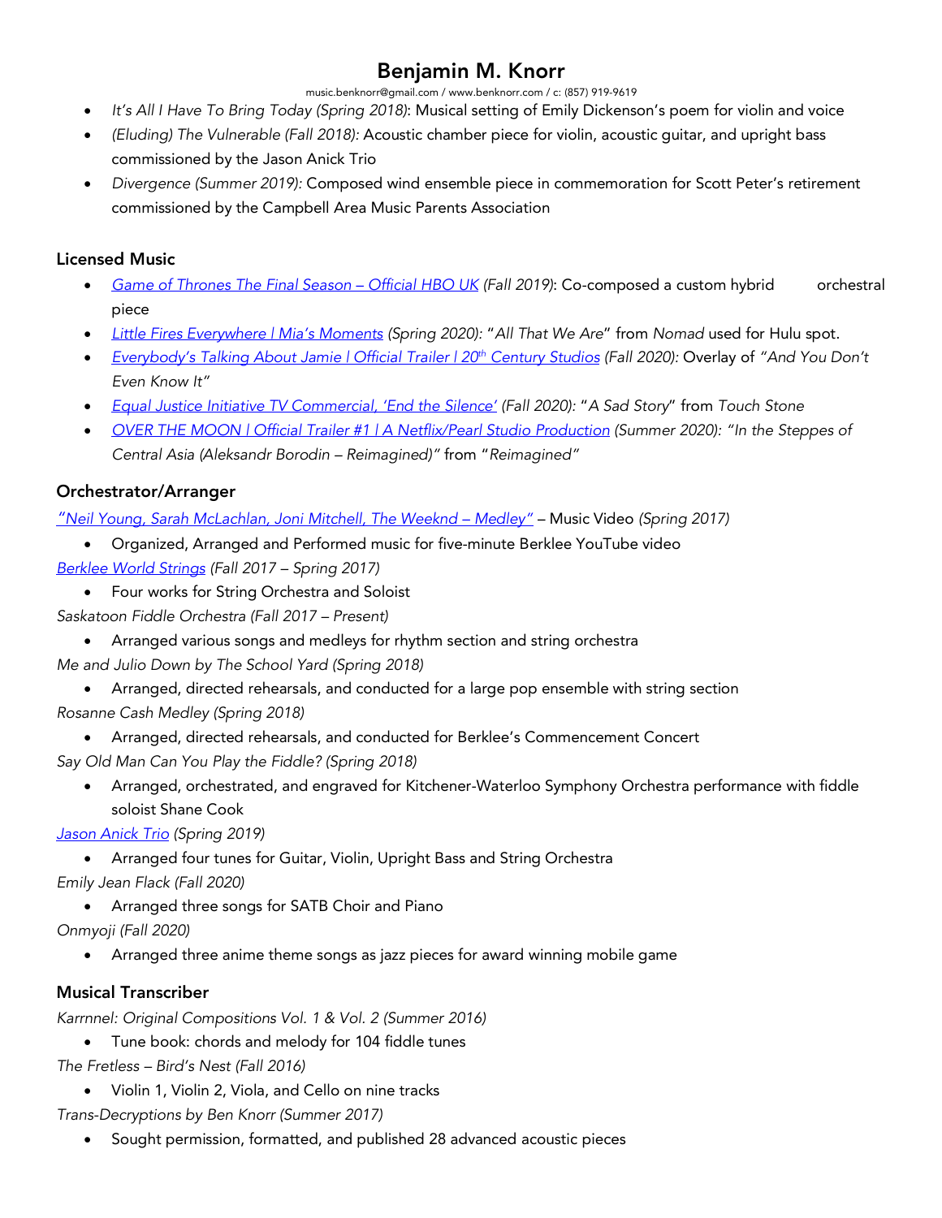# Benjamin M. Knorr

music.benknorr@gmail.com / www.benknorr.com / c: (857) 919-9619

- *It's All I Have To Bring Today (Spring 2018)*: Musical setting of Emily Dickenson's poem for violin and voice
- *(Eluding) The Vulnerable (Fall 2018):* Acoustic chamber piece for violin, acoustic guitar, and upright bass commissioned by the Jason Anick Trio
- *Divergence (Summer 2019):* Composed wind ensemble piece in commemoration for Scott Peter's retirement commissioned by the Campbell Area Music Parents Association

### Licensed Music

- *Game of Thrones The Final Season – Official HBO UK (Fall 2019)*: Co-composed a custom hybrid orchestral piece
- *Little Fires Everywhere | Mia's Moments (Spring 2020):* "*All That We Are*" from *Nomad* used for Hulu spot.
- *Everybody's Talking About Jamie | Official Trailer | 20th Century Studios (Fall 2020):* Overlay of *"And You Don't Even Know It"*
- *Equal Justice Initiative TV Commercial, 'End the Silence' (Fall 2020):* "*A Sad Story*" from *Touch Stone*
- *OVER THE MOON | Official Trailer #1 | A Netflix/Pearl Studio Production (Summer 2020): "In the Steppes of Central Asia (Aleksandr Borodin – Reimagined)"* from "*Reimagined*"

### Orchestrator/Arranger

*"Neil Young, Sarah McLachlan, Joni Mitchell, The Weeknd – Medley"* – Music Video *(Spring 2017)*

- Organized, Arranged and Performed music for five-minute Berklee YouTube video

*Berklee World Strings (Fall 2017 – Spring 2017)*

- Four works for String Orchestra and Soloist

*Saskatoon Fiddle Orchestra (Fall 2017 – Present)*

- Arranged various songs and medleys for rhythm section and string orchestra

*Me and Julio Down by The School Yard (Spring 2018)*

- Arranged, directed rehearsals, and conducted for a large pop ensemble with string section

*Rosanne Cash Medley (Spring 2018)*

- Arranged, directed rehearsals, and conducted for Berklee's Commencement Concert

*Say Old Man Can You Play the Fiddle? (Spring 2018)*

- Arranged, orchestrated, and engraved for Kitchener-Waterloo Symphony Orchestra performance with fiddle soloist Shane Cook

*Jason Anick Trio (Spring 2019)*

- Arranged four tunes for Guitar, Violin, Upright Bass and String Orchestra

*Emily Jean Flack (Fall 2020)*

- Arranged three songs for SATB Choir and Piano

*Onmyoji (Fall 2020)*

- Arranged three anime theme songs as jazz pieces for award winning mobile game

### Musical Transcriber

*Karrnnel: Original Compositions Vol. 1 & Vol. 2 (Summer 2016)*

- Tune book: chords and melody for 104 fiddle tunes

*The Fretless – Bird's Nest (Fall 2016)*

- Violin 1, Violin 2, Viola, and Cello on nine tracks

*Trans-Decryptions by Ben Knorr (Summer 2017)*

- Sought permission, formatted, and published 28 advanced acoustic pieces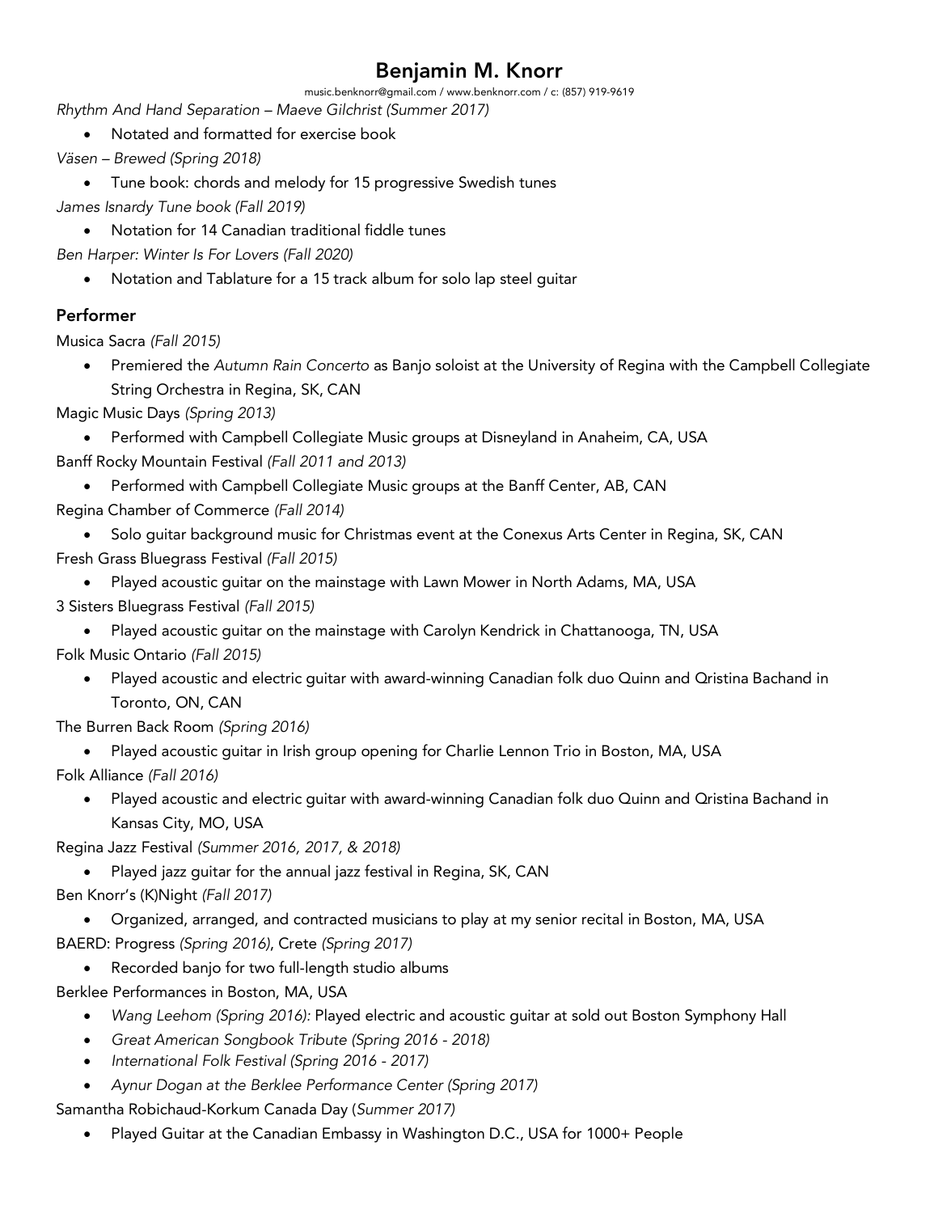# Benjamin M. Knorr

music.benknorr@gmail.com / www.benknorr.com / c: (857) 919-9619

*Rhythm And Hand Separation – Maeve Gilchrist (Summer 2017)*

- Notated and formatted for exercise book

*Väsen – Brewed (Spring 2018)*

- Tune book: chords and melody for 15 progressive Swedish tunes

*James Isnardy Tune book (Fall 2019)*

- Notation for 14 Canadian traditional fiddle tunes

*Ben Harper: Winter Is For Lovers (Fall 2020)*

- Notation and Tablature for a 15 track album for solo lap steel guitar

## Performer

Musica Sacra *(Fall 2015)*

- Premiered the *Autumn Rain Concerto* as Banjo soloist at the University of Regina with the Campbell Collegiate String Orchestra in Regina, SK, CAN

Magic Music Days *(Spring 2013)*

- Performed with Campbell Collegiate Music groups at Disneyland in Anaheim, CA, USA

Banff Rocky Mountain Festival *(Fall 2011 and 2013)*

- Performed with Campbell Collegiate Music groups at the Banff Center, AB, CAN

Regina Chamber of Commerce *(Fall 2014)*

- Solo guitar background music for Christmas event at the Conexus Arts Center in Regina, SK, CAN

Fresh Grass Bluegrass Festival *(Fall 2015)*

- Played acoustic guitar on the mainstage with Lawn Mower in North Adams, MA, USA

3 Sisters Bluegrass Festival *(Fall 2015)*

- Played acoustic guitar on the mainstage with Carolyn Kendrick in Chattanooga, TN, USA

Folk Music Ontario *(Fall 2015)*

- Played acoustic and electric guitar with award-winning Canadian folk duo Quinn and Qristina Bachand in Toronto, ON, CAN

The Burren Back Room *(Spring 2016)*

- Played acoustic guitar in Irish group opening for Charlie Lennon Trio in Boston, MA, USA

Folk Alliance *(Fall 2016)*

- Played acoustic and electric guitar with award-winning Canadian folk duo Quinn and Qristina Bachand in Kansas City, MO, USA

Regina Jazz Festival *(Summer 2016, 2017, & 2018)*

- Played jazz guitar for the annual jazz festival in Regina, SK, CAN

Ben Knorr's (K)Night *(Fall 2017)*

- Organized, arranged, and contracted musicians to play at my senior recital in Boston, MA, USA

BAERD: Progress *(Spring 2016)*, Crete *(Spring 2017)*

- Recorded banjo for two full-length studio albums

Berklee Performances in Boston, MA, USA

- *Wang Leehom (Spring 2016):* Played electric and acoustic guitar at sold out Boston Symphony Hall
- *Great American Songbook Tribute (Spring 2016 - 2018)*
- *International Folk Festival (Spring 2016 - 2017)*
- *Aynur Dogan at the Berklee Performance Center (Spring 2017)*

Samantha Robichaud-Korkum Canada Day (*Summer 2017)*

- Played Guitar at the Canadian Embassy in Washington D.C., USA for 1000+ People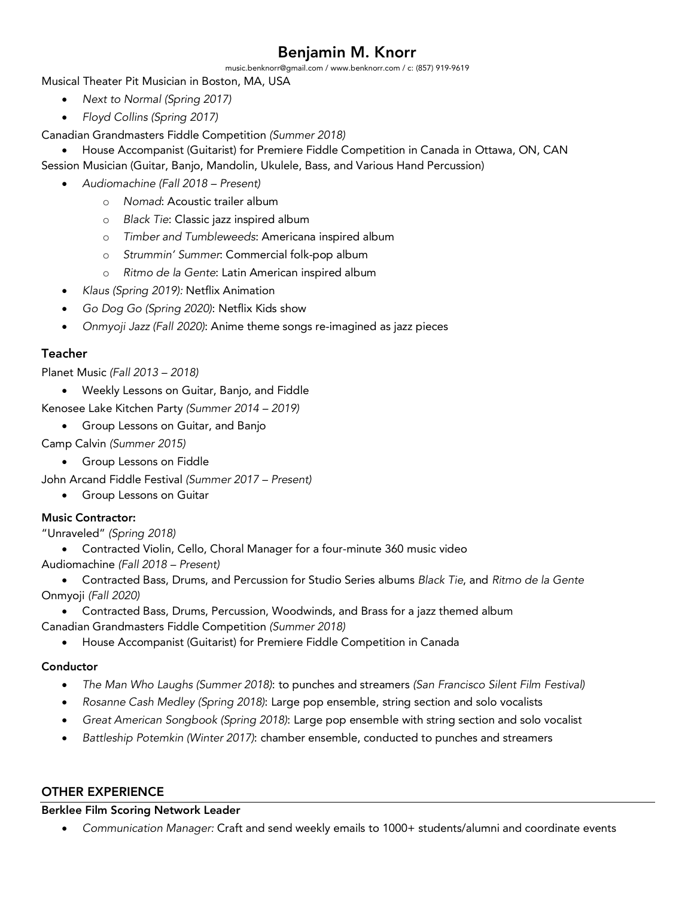# Benjamin M. Knorr

music.benknorr@gmail.com / www.benknorr.com / c: (857) 919-9619

Musical Theater Pit Musician in Boston, MA, USA

- *Next to Normal (Spring 2017)*
- *Floyd Collins (Spring 2017)*

Canadian Grandmasters Fiddle Competition *(Summer 2018)*

- House Accompanist (Guitarist) for Premiere Fiddle Competition in Canada in Ottawa, ON, CAN

Session Musician (Guitar, Banjo, Mandolin, Ukulele, Bass, and Various Hand Percussion)

- *Audiomachine (Fall 2018 – Present)*
    - *Nomad*: Acoustic trailer album
    - *Black Tie*: Classic jazz inspired album
    - *Timber and Tumbleweeds*: Americana inspired album
    - *Strummin' Summer*: Commercial folk-pop album
    - *Ritmo de la Gente*: Latin American inspired album
- *Klaus (Spring 2019):* Netflix Animation
- *Go Dog Go (Spring 2020)*: Netflix Kids show
- *Onmyoji Jazz (Fall 2020)*: Anime theme songs re-imagined as jazz pieces

### Teacher

Planet Music *(Fall 2013 – 2018)*

- Weekly Lessons on Guitar, Banjo, and Fiddle

Kenosee Lake Kitchen Party *(Summer 2014 – 2019)*

- Group Lessons on Guitar, and Banjo

Camp Calvin *(Summer 2015)*

- Group Lessons on Fiddle

John Arcand Fiddle Festival *(Summer 2017 – Present)*

- Group Lessons on Guitar

### Music Contractor:

"Unraveled" *(Spring 2018)*

- Contracted Violin, Cello, Choral Manager for a four-minute 360 music video

Audiomachine *(Fall 2018 – Present)*

- Contracted Bass, Drums, and Percussion for Studio Series albums *Black Tie*, and *Ritmo de la Gente*

Onmyoji *(Fall 2020)*

- Contracted Bass, Drums, Percussion, Woodwinds, and Brass for a jazz themed album

Canadian Grandmasters Fiddle Competition *(Summer 2018)*

- House Accompanist (Guitarist) for Premiere Fiddle Competition in Canada

### Conductor

- *The Man Who Laughs (Summer 2018)*: to punches and streamers *(San Francisco Silent Film Festival)*
- *Rosanne Cash Medley (Spring 2018)*: Large pop ensemble, string section and solo vocalists
- *Great American Songbook (Spring 2018)*: Large pop ensemble with string section and solo vocalist
- *Battleship Potemkin (Winter 2017)*: chamber ensemble, conducted to punches and streamers

## OTHER EXPERIENCE

### Berklee Film Scoring Network Leader

- *Communication Manager:* Craft and send weekly emails to 1000+ students/alumni and coordinate events